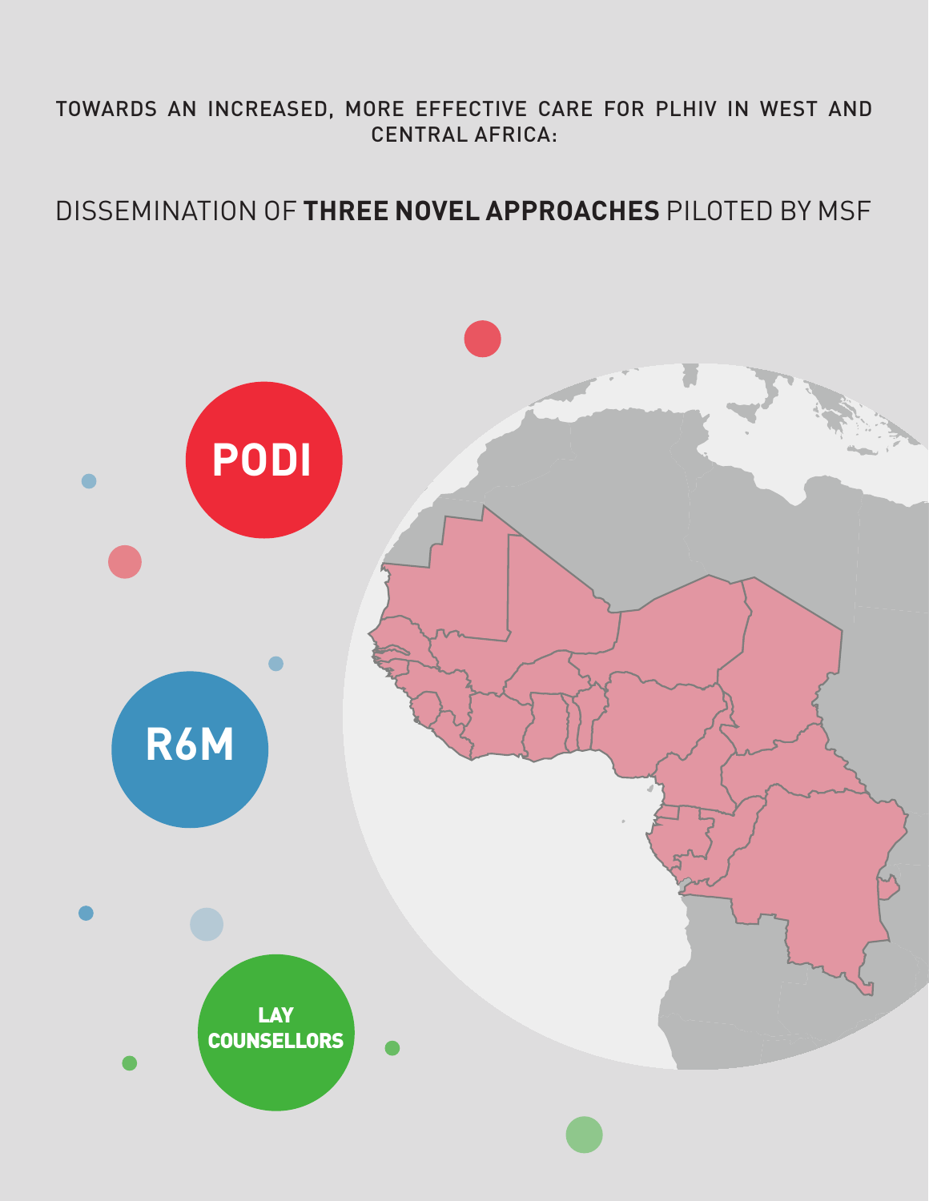TOWARDS AN INCREASED, MORE EFFECTIVE CARE FOR PLHIV IN WEST AND CENTRAL AFRICA:

# DISSEMINATION OF **THREE NOVEL APPROACHES** PILOTED BY MSF

**PODI**

**R6M**

**LAY COUNSELLORS**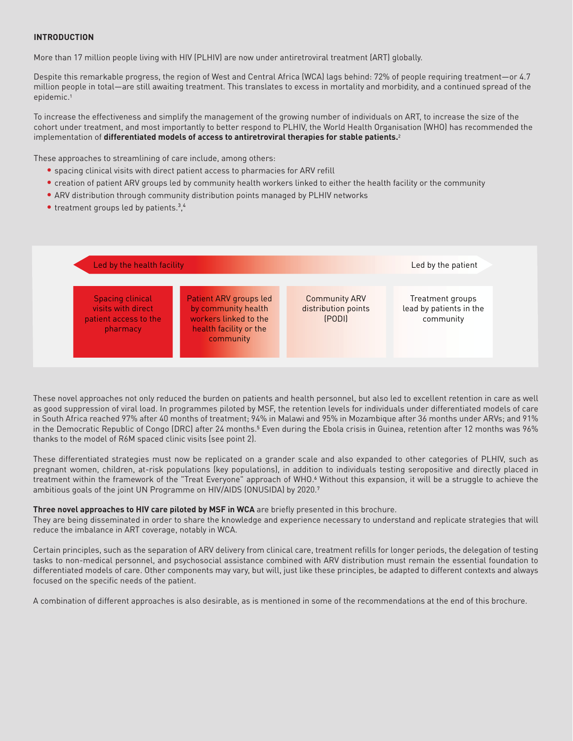## INTRODUCTION

More than 17 million people living with HIV (PLHIV) are now under antiretroviral treatment (ART) globally.

Despite this remarkable progress, the region of West and Central Africa (WCA) lags behind: 72% of people requiring treatment—or 4.7 million people in total—are still awaiting treatment. This translates to excess in mortality and morbidity, and a continued spread of the epidemic.[1]

To increase the effectiveness and simplify the management of the growing number of individuals on ART, to increase the size of the cohort under treatment, and most importantly to better respond to PLHIV, the World Health Organisation (WHO) has recommended the implementation of **differentiated models of access to antiretroviral therapies for stable patients.**[2]

These approaches to streamlining of care include, among others:

- spacing clinical visits with direct patient access to pharmacies for ARV refill
- creation of patient ARV groups led by community health workers linked to either the health facility or the community
- ARV distribution through community distribution points managed by PLHIV networks
- treatment groups led by patients.[3,4]

Led by the health facility ← → Led by the patient

| Spacing clinical visits with direct patient access to the pharmacy | Patient ARV groups led by community health workers linked to the health facility or the community | Community ARV distribution points (PODI) | Treatment groups lead by patients in the community |
|---|---|---|---|

These novel approaches not only reduced the burden on patients and health personnel, but also led to excellent retention in care as well as good suppression of viral load. In programmes piloted by MSF, the retention levels for individuals under differentiated models of care in South Africa reached 97% after 40 months of treatment; 94% in Malawi and 95% in Mozambique after 36 months under ARVs; and 91% in the Democratic Republic of Congo (DRC) after 24 months.[5] Even during the Ebola crisis in Guinea, retention after 12 months was 96% thanks to the model of R6M spaced clinic visits (see point 2).

These differentiated strategies must now be replicated on a grander scale and also expanded to other categories of PLHIV, such as pregnant women, children, at-risk populations (key populations), in addition to individuals testing seropositive and directly placed in treatment within the framework of the "Treat Everyone" approach of WHO.[6] Without this expansion, it will be a struggle to achieve the ambitious goals of the joint UN Programme on HIV/AIDS (ONUSIDA) by 2020.[7]

**Three novel approaches to HIV care piloted by MSF in WCA** are briefly presented in this brochure.
They are being disseminated in order to share the knowledge and experience necessary to understand and replicate strategies that will reduce the imbalance in ART coverage, notably in WCA.

Certain principles, such as the separation of ARV delivery from clinical care, treatment refills for longer periods, the delegation of testing tasks to non-medical personnel, and psychosocial assistance combined with ARV distribution must remain the essential foundation to differentiated models of care. Other components may vary, but will, just like these principles, be adapted to different contexts and always focused on the specific needs of the patient.

A combination of different approaches is also desirable, as is mentioned in some of the recommendations at the end of this brochure.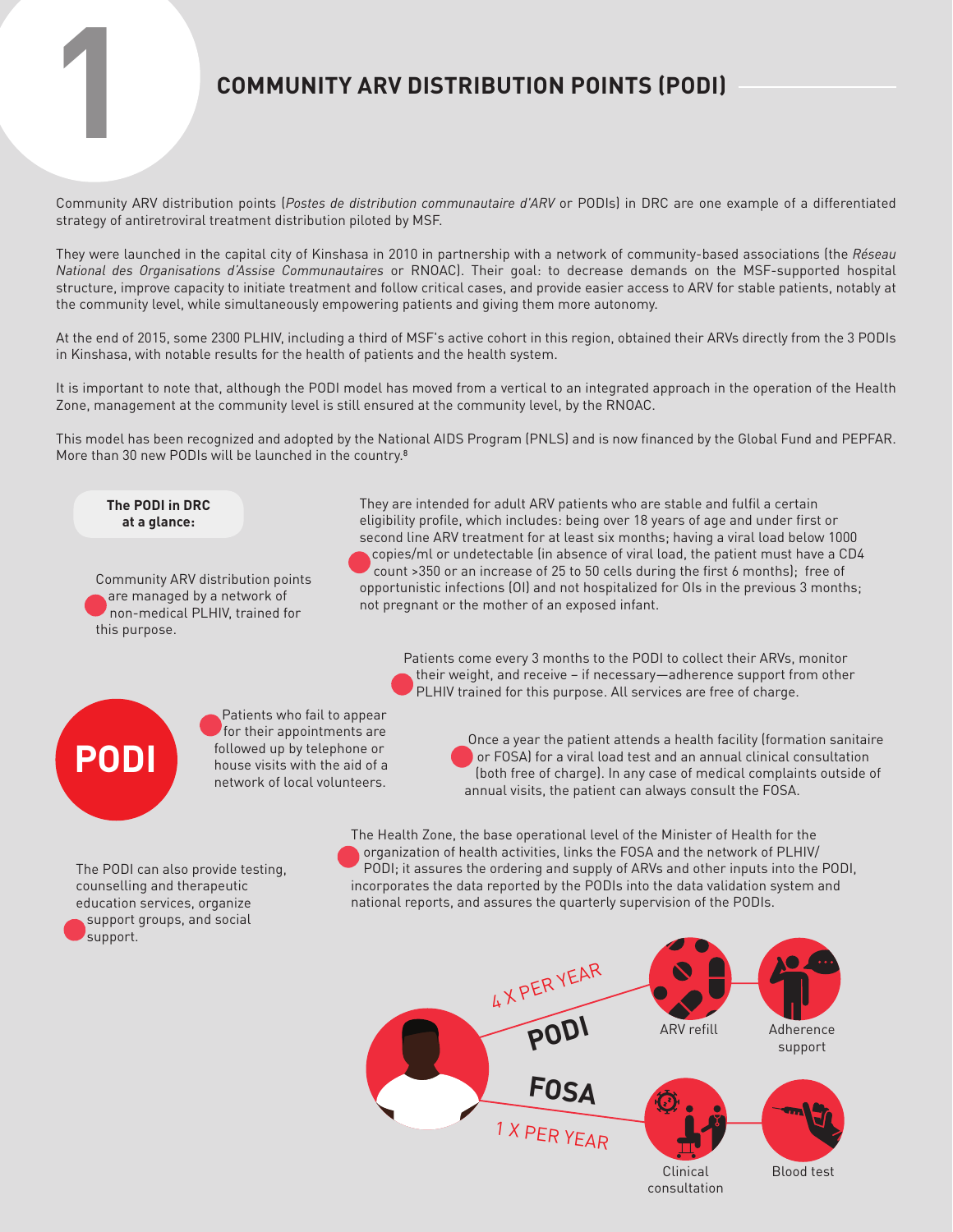# 1

## COMMUNITY ARV DISTRIBUTION POINTS (PODI)

Community ARV distribution points (*Postes de distribution communautaire d'ARV* or PODIs) in DRC are one example of a differentiated strategy of antiretroviral treatment distribution piloted by MSF.

They were launched in the capital city of Kinshasa in 2010 in partnership with a network of community-based associations (the *Réseau National des Organisations d'Assise Communautaires* or RNOAC). Their goal: to decrease demands on the MSF-supported hospital structure, improve capacity to initiate treatment and follow critical cases, and provide easier access to ARV for stable patients, notably at the community level, while simultaneously empowering patients and giving them more autonomy.

At the end of 2015, some 2300 PLHIV, including a third of MSF's active cohort in this region, obtained their ARVs directly from the 3 PODIs in Kinshasa, with notable results for the health of patients and the health system.

It is important to note that, although the PODI model has moved from a vertical to an integrated approach in the operation of the Health Zone, management at the community level is still ensured at the community level, by the RNOAC.

This model has been recognized and adopted by the National AIDS Program (PNLS) and is now financed by the Global Fund and PEPFAR. More than 30 new PODIs will be launched in the country.[8]

**The PODI in DRC at a glance:**

- Community ARV distribution points are managed by a network of non-medical PLHIV, trained for this purpose.
- They are intended for adult ARV patients who are stable and fulfil a certain eligibility profile, which includes: being over 18 years of age and under first or second line ARV treatment for at least six months; having a viral load below 1000 copies/ml or undetectable (in absence of viral load, the patient must have a CD4 count >350 or an increase of 25 to 50 cells during the first 6 months); free of opportunistic infections (OI) and not hospitalized for OIs in the previous 3 months; not pregnant or the mother of an exposed infant.
- Patients come every 3 months to the PODI to collect their ARVs, monitor their weight, and receive – if necessary—adherence support from other PLHIV trained for this purpose. All services are free of charge.
- Patients who fail to appear for their appointments are followed up by telephone or house visits with the aid of a network of local volunteers.
- Once a year the patient attends a health facility (formation sanitaire or FOSA) for a viral load test and an annual clinical consultation (both free of charge). In any case of medical complaints outside of annual visits, the patient can always consult the FOSA.
- The Health Zone, the base operational level of the Minister of Health for the organization of health activities, links the FOSA and the network of PLHIV/PODI; it assures the ordering and supply of ARVs and other inputs into the PODI, incorporates the data reported by the PODIs into the data validation system and national reports, and assures the quarterly supervision of the PODIs.
- The PODI can also provide testing, counselling and therapeutic education services, organize support groups, and social support.

4 X PER YEAR – PODI: ARV refill, Adherence support

1 X PER YEAR – FOSA: Clinical consultation, Blood test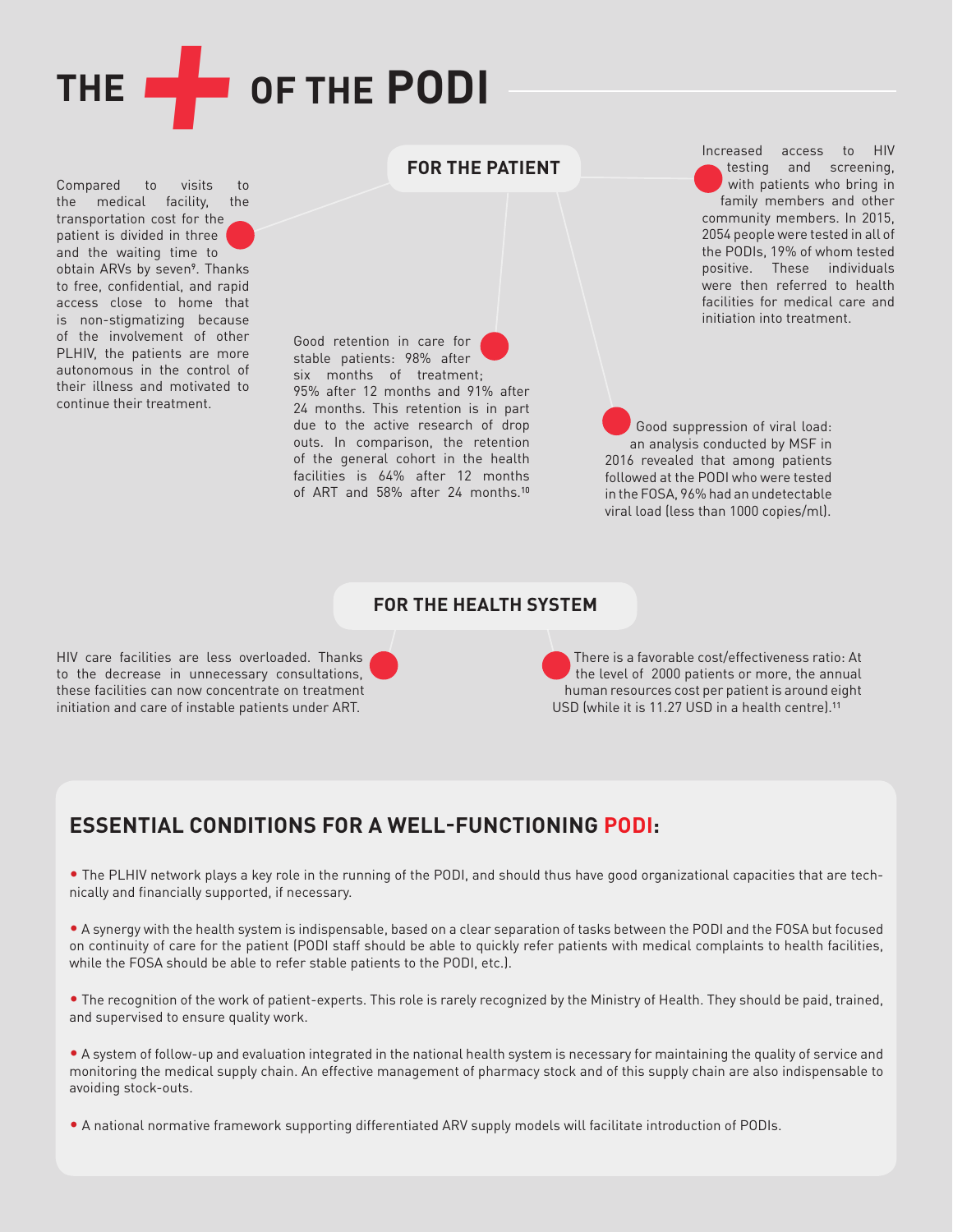# THE + OF THE PODI

## FOR THE PATIENT

Compared to visits to the medical facility, the transportation cost for the patient is divided in three and the waiting time to obtain ARVs by seven[9]. Thanks to free, confidential, and rapid access close to home that is non-stigmatizing because of the involvement of other PLHIV, the patients are more autonomous in the control of their illness and motivated to continue their treatment.

Good retention in care for stable patients: 98% after six months of treatment; 95% after 12 months and 91% after 24 months. This retention is in part due to the active research of drop outs. In comparison, the retention of the general cohort in the health facilities is 64% after 12 months of ART and 58% after 24 months.[10]

Good suppression of viral load: an analysis conducted by MSF in 2016 revealed that among patients followed at the PODI who were tested in the FOSA, 96% had an undetectable viral load (less than 1000 copies/ml).

Increased access to HIV testing and screening, with patients who bring in family members and other community members. In 2015, 2054 people were tested in all of the PODIs, 19% of whom tested positive. These individuals were then referred to health facilities for medical care and initiation into treatment.

## FOR THE HEALTH SYSTEM

HIV care facilities are less overloaded. Thanks to the decrease in unnecessary consultations, these facilities can now concentrate on treatment initiation and care of instable patients under ART.

There is a favorable cost/effectiveness ratio: At the level of 2000 patients or more, the annual human resources cost per patient is around eight USD (while it is 11.27 USD in a health centre).[11]

## ESSENTIAL CONDITIONS FOR A WELL-FUNCTIONING PODI:

- The PLHIV network plays a key role in the running of the PODI, and should thus have good organizational capacities that are technically and financially supported, if necessary.
- A synergy with the health system is indispensable, based on a clear separation of tasks between the PODI and the FOSA but focused on continuity of care for the patient (PODI staff should be able to quickly refer patients with medical complaints to health facilities, while the FOSA should be able to refer stable patients to the PODI, etc.).
- The recognition of the work of patient-experts. This role is rarely recognized by the Ministry of Health. They should be paid, trained, and supervised to ensure quality work.
- A system of follow-up and evaluation integrated in the national health system is necessary for maintaining the quality of service and monitoring the medical supply chain. An effective management of pharmacy stock and of this supply chain are also indispensable to avoiding stock-outs.
- A national normative framework supporting differentiated ARV supply models will facilitate introduction of PODIs.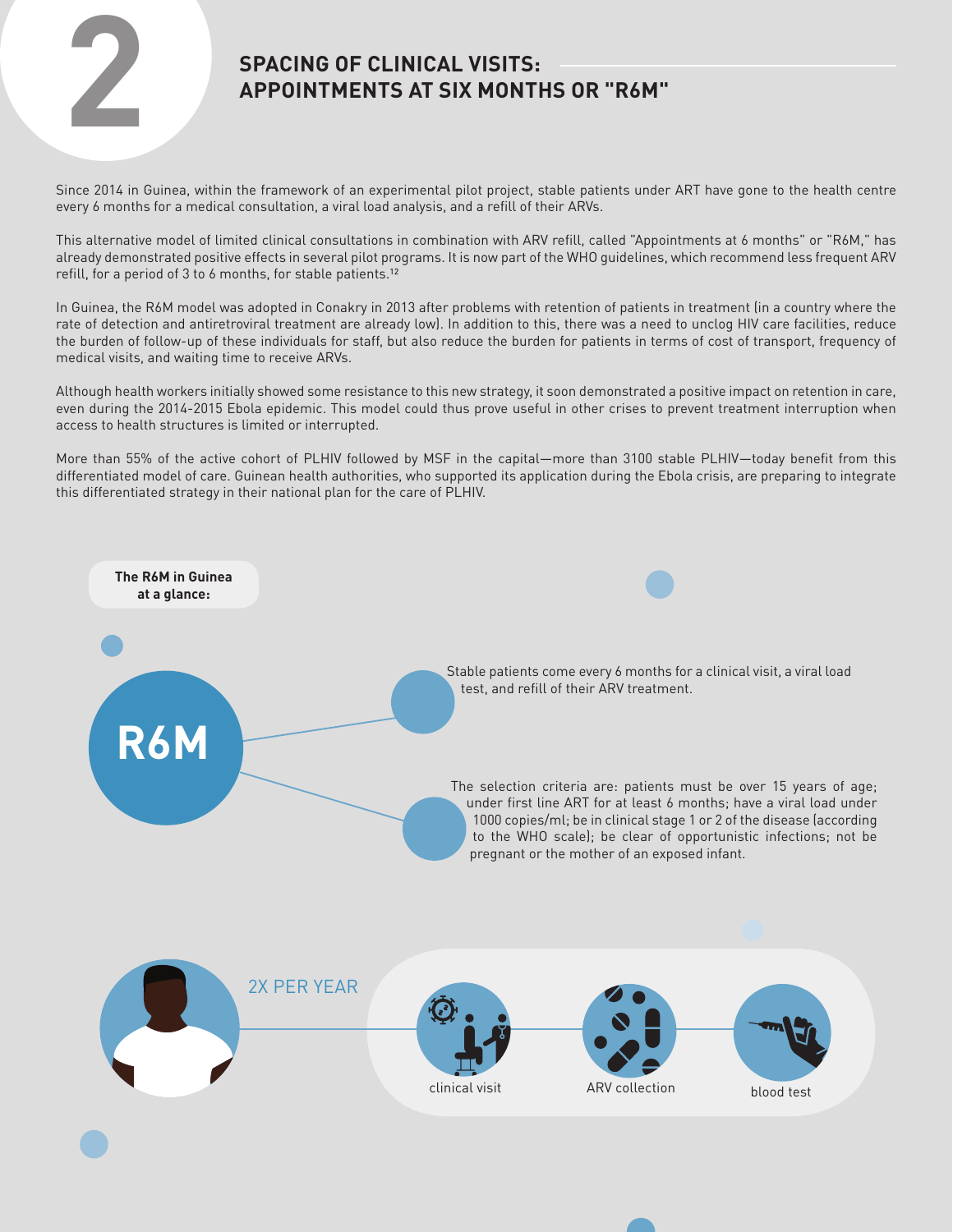# 2

## SPACING OF CLINICAL VISITS: APPOINTMENTS AT SIX MONTHS OR "R6M"

Since 2014 in Guinea, within the framework of an experimental pilot project, stable patients under ART have gone to the health centre every 6 months for a medical consultation, a viral load analysis, and a refill of their ARVs.

This alternative model of limited clinical consultations in combination with ARV refill, called "Appointments at 6 months" or "R6M," has already demonstrated positive effects in several pilot programs. It is now part of the WHO guidelines, which recommend less frequent ARV refill, for a period of 3 to 6 months, for stable patients.[12]

In Guinea, the R6M model was adopted in Conakry in 2013 after problems with retention of patients in treatment (in a country where the rate of detection and antiretroviral treatment are already low). In addition to this, there was a need to unclog HIV care facilities, reduce the burden of follow-up of these individuals for staff, but also reduce the burden for patients in terms of cost of transport, frequency of medical visits, and waiting time to receive ARVs.

Although health workers initially showed some resistance to this new strategy, it soon demonstrated a positive impact on retention in care, even during the 2014-2015 Ebola epidemic. This model could thus prove useful in other crises to prevent treatment interruption when access to health structures is limited or interrupted.

More than 55% of the active cohort of PLHIV followed by MSF in the capital—more than 3100 stable PLHIV—today benefit from this differentiated model of care. Guinean health authorities, who supported its application during the Ebola crisis, are preparing to integrate this differentiated strategy in their national plan for the care of PLHIV.

**The R6M in Guinea at a glance:**

**R6M**

- Stable patients come every 6 months for a clinical visit, a viral load test, and refill of their ARV treatment.
- The selection criteria are: patients must be over 15 years of age; under first line ART for at least 6 months; have a viral load under 1000 copies/ml; be in clinical stage 1 or 2 of the disease (according to the WHO scale); be clear of opportunistic infections; not be pregnant or the mother of an exposed infant.

2X PER YEAR

clinical visit — ARV collection — blood test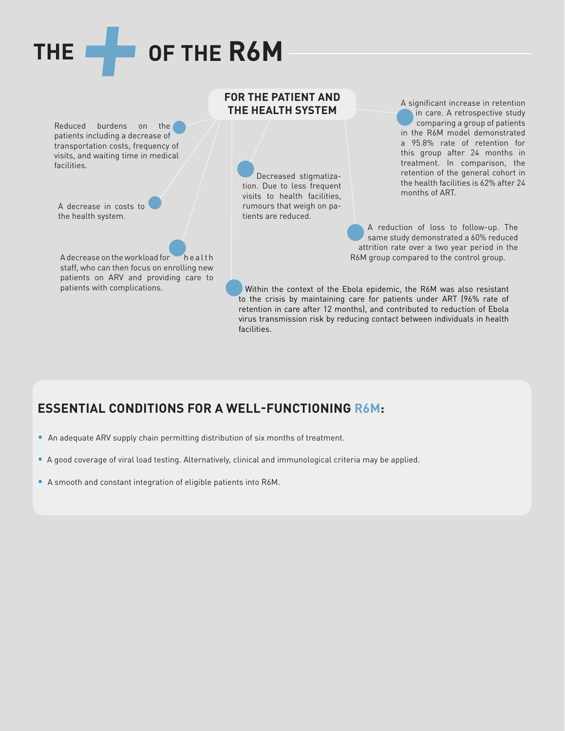# THE + OF THE R6M

## FOR THE PATIENT AND THE HEALTH SYSTEM

- Reduced burdens on the patients including a decrease of transportation costs, frequency of visits, and waiting time in medical facilities.
- A decrease in costs to the health system.
- A decrease on the workload for health staff, who can then focus on enrolling new patients on ARV and providing care to patients with complications.
- Decreased stigmatization. Due to less frequent visits to health facilities, rumours that weigh on patients are reduced.
- A significant increase in retention in care. A retrospective study comparing a group of patients in the R6M model demonstrated a 95.8% rate of retention for this group after 24 months in treatment. In comparison, the retention of the general cohort in the health facilities is 62% after 24 months of ART.
- A reduction of loss to follow-up. The same study demonstrated a 60% reduced attrition rate over a two year period in the R6M group compared to the control group.
- Within the context of the Ebola epidemic, the R6M was also resistant to the crisis by maintaining care for patients under ART (96% rate of retention in care after 12 months), and contributed to reduction of Ebola virus transmission risk by reducing contact between individuals in health facilities.

## ESSENTIAL CONDITIONS FOR A WELL-FUNCTIONING R6M:

- An adequate ARV supply chain permitting distribution of six months of treatment.
- A good coverage of viral load testing. Alternatively, clinical and immunological criteria may be applied.
- A smooth and constant integration of eligible patients into R6M.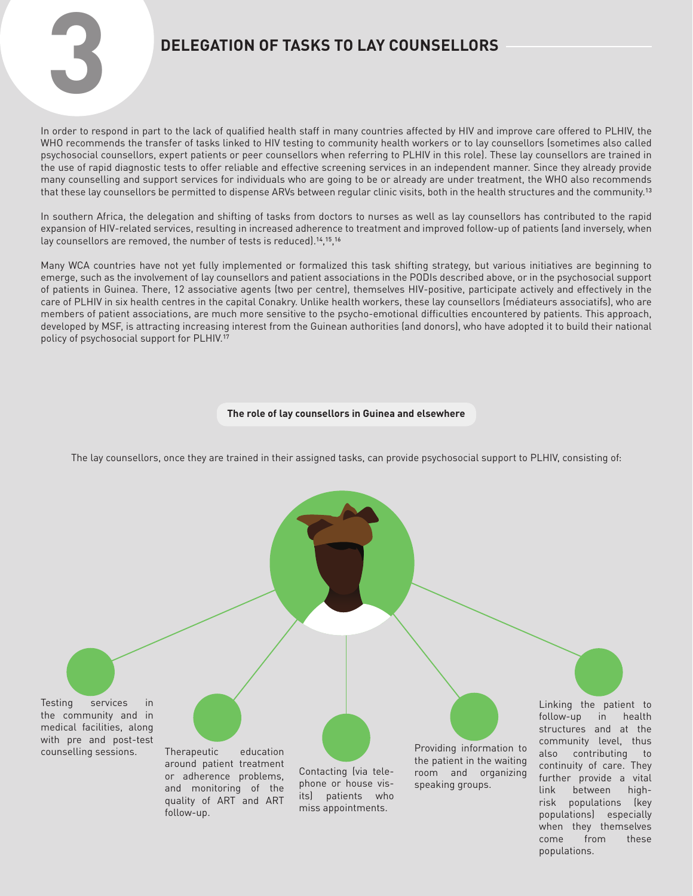# 3 DELEGATION OF TASKS TO LAY COUNSELLORS

In order to respond in part to the lack of qualified health staff in many countries affected by HIV and improve care offered to PLHIV, the WHO recommends the transfer of tasks linked to HIV testing to community health workers or to lay counsellors (sometimes also called psychosocial counsellors, expert patients or peer counsellors when referring to PLHIV in this role). These lay counsellors are trained in the use of rapid diagnostic tests to offer reliable and effective screening services in an independent manner. Since they already provide many counselling and support services for individuals who are going to be or already are under treatment, the WHO also recommends that these lay counsellors be permitted to dispense ARVs between regular clinic visits, both in the health structures and the community.[13]

In southern Africa, the delegation and shifting of tasks from doctors to nurses as well as lay counsellors has contributed to the rapid expansion of HIV-related services, resulting in increased adherence to treatment and improved follow-up of patients (and inversely, when lay counsellors are removed, the number of tests is reduced).[14,15,16]

Many WCA countries have not yet fully implemented or formalized this task shifting strategy, but various initiatives are beginning to emerge, such as the involvement of lay counsellors and patient associations in the PODIs described above, or in the psychosocial support of patients in Guinea. There, 12 associative agents (two per centre), themselves HIV-positive, participate actively and effectively in the care of PLHIV in six health centres in the capital Conakry. Unlike health workers, these lay counsellors (médiateurs associatifs), who are members of patient associations, are much more sensitive to the psycho-emotional difficulties encountered by patients. This approach, developed by MSF, is attracting increasing interest from the Guinean authorities (and donors), who have adopted it to build their national policy of psychosocial support for PLHIV.[17]

**The role of lay counsellors in Guinea and elsewhere**

The lay counsellors, once they are trained in their assigned tasks, can provide psychosocial support to PLHIV, consisting of:

- Testing services in the community and in medical facilities, along with pre and post-test counselling sessions.
- Therapeutic education around patient treatment or adherence problems, and monitoring of the quality of ART and ART follow-up.
- Contacting (via telephone or house visits) patients who miss appointments.
- Providing information to the patient in the waiting room and organizing speaking groups.
- Linking the patient to follow-up in health structures and at the community level, thus also contributing to continuity of care. They further provide a vital link between high-risk populations (key populations) especially when they themselves come from these populations.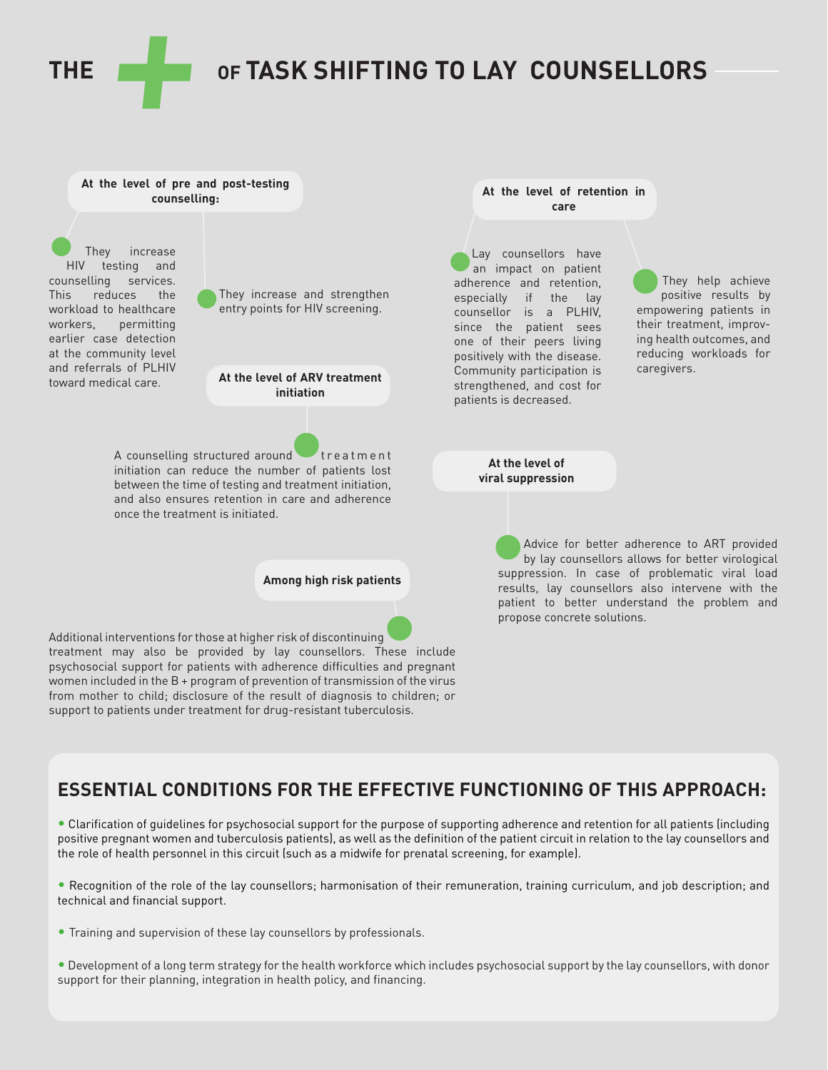# THE + OF TASK SHIFTING TO LAY COUNSELLORS

### At the level of pre and post-testing counselling:

- They increase HIV testing and counselling services. This reduces the workload to healthcare workers, permitting earlier case detection at the community level and referrals of PLHIV toward medical care.
- They increase and strengthen entry points for HIV screening.

### At the level of ARV treatment initiation

- A counselling structured around treatment initiation can reduce the number of patients lost between the time of testing and treatment initiation, and also ensures retention in care and adherence once the treatment is initiated.

### Among high risk patients

- Additional interventions for those at higher risk of discontinuing treatment may also be provided by lay counsellors. These include psychosocial support for patients with adherence difficulties and pregnant women included in the B + program of prevention of transmission of the virus from mother to child; disclosure of the result of diagnosis to children; or support to patients under treatment for drug-resistant tuberculosis.

### At the level of retention in care

- Lay counsellors have an impact on patient adherence and retention, especially if the lay counsellor is a PLHIV, since the patient sees one of their peers living positively with the disease. Community participation is strengthened, and cost for patients is decreased.
- They help achieve positive results by empowering patients in their treatment, improving health outcomes, and reducing workloads for caregivers.

### At the level of viral suppression

- Advice for better adherence to ART provided by lay counsellors allows for better virological suppression. In case of problematic viral load results, lay counsellors also intervene with the patient to better understand the problem and propose concrete solutions.

## ESSENTIAL CONDITIONS FOR THE EFFECTIVE FUNCTIONING OF THIS APPROACH:

- Clarification of guidelines for psychosocial support for the purpose of supporting adherence and retention for all patients (including positive pregnant women and tuberculosis patients), as well as the definition of the patient circuit in relation to the lay counsellors and the role of health personnel in this circuit (such as a midwife for prenatal screening, for example).

- Recognition of the role of the lay counsellors; harmonisation of their remuneration, training curriculum, and job description; and technical and financial support.

- Training and supervision of these lay counsellors by professionals.

- Development of a long term strategy for the health workforce which includes psychosocial support by the lay counsellors, with donor support for their planning, integration in health policy, and financing.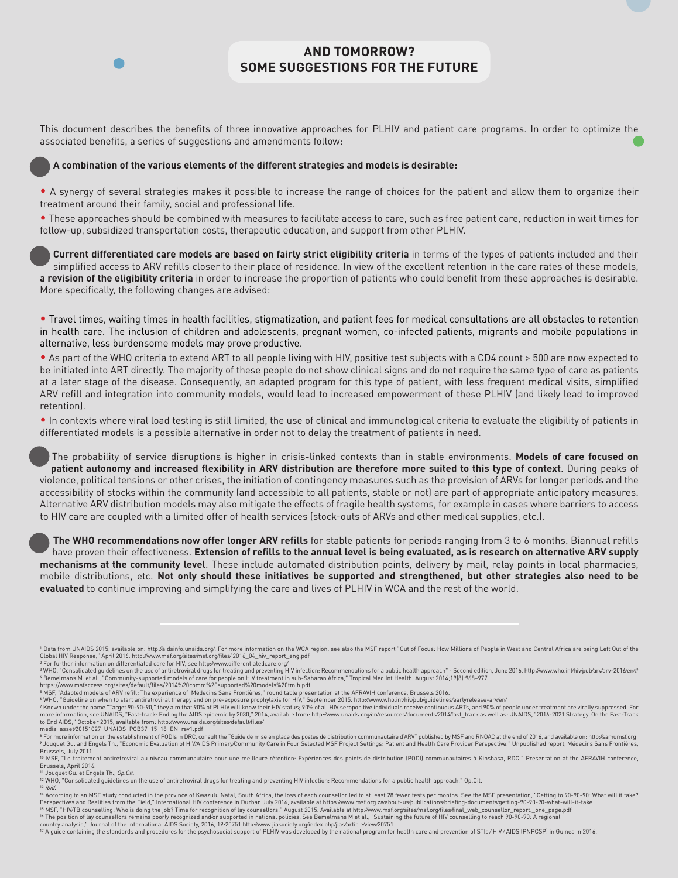## AND TOMORROW? SOME SUGGESTIONS FOR THE FUTURE

This document describes the benefits of three innovative approaches for PLHIV and patient care programs. In order to optimize the associated benefits, a series of suggestions and amendments follow:

**A combination of the various elements of the different strategies and models is desirable:**

- A synergy of several strategies makes it possible to increase the range of choices for the patient and allow them to organize their treatment around their family, social and professional life.
- These approaches should be combined with measures to facilitate access to care, such as free patient care, reduction in wait times for follow-up, subsidized transportation costs, therapeutic education, and support from other PLHIV.

**Current differentiated care models are based on fairly strict eligibility criteria** in terms of the types of patients included and their simplified access to ARV refills closer to their place of residence. In view of the excellent retention in the care rates of these models, **a revision of the eligibility criteria** in order to increase the proportion of patients who could benefit from these approaches is desirable. More specifically, the following changes are advised:

- Travel times, waiting times in health facilities, stigmatization, and patient fees for medical consultations are all obstacles to retention in health care. The inclusion of children and adolescents, pregnant women, co-infected patients, migrants and mobile populations in alternative, less burdensome models may prove productive.
- As part of the WHO criteria to extend ART to all people living with HIV, positive test subjects with a CD4 count > 500 are now expected to be initiated into ART directly. The majority of these people do not show clinical signs and do not require the same type of care as patients at a later stage of the disease. Consequently, an adapted program for this type of patient, with less frequent medical visits, simplified ARV refill and integration into community models, would lead to increased empowerment of these PLHIV (and likely lead to improved retention).
- In contexts where viral load testing is still limited, the use of clinical and immunological criteria to evaluate the eligibility of patients in differentiated models is a possible alternative in order not to delay the treatment of patients in need.

The probability of service disruptions is higher in crisis-linked contexts than in stable environments. **Models of care focused on patient autonomy and increased flexibility in ARV distribution are therefore more suited to this type of context**. During peaks of violence, political tensions or other crises, the initiation of contingency measures such as the provision of ARVs for longer periods and the accessibility of stocks within the community (and accessible to all patients, stable or not) are part of appropriate anticipatory measures. Alternative ARV distribution models may also mitigate the effects of fragile health systems, for example in cases where barriers to access to HIV care are coupled with a limited offer of health services (stock-outs of ARVs and other medical supplies, etc.).

**The WHO recommendations now offer longer ARV refills** for stable patients for periods ranging from 3 to 6 months. Biannual refills have proven their effectiveness. **Extension of refills to the annual level is being evaluated, as is research on alternative ARV supply mechanisms at the community level**. These include automated distribution points, delivery by mail, relay points in local pharmacies, mobile distributions, etc. **Not only should these initiatives be supported and strengthened, but other strategies also need to be evaluated** to continue improving and simplifying the care and lives of PLHIV in WCA and the rest of the world.

---

[1] Data from UNAIDS 2015, available on: http://aidsinfo.unaids.org/. For more information on the WCA region, see also the MSF report "Out of Focus: How Millions of People in West and Central Africa are being Left Out of the Global HIV Response," April 2016. http://www.msf.org/sites/msf.org/files/ 2016_04_hiv_report_eng.pdf
[2] For further information on differentiated care for HIV, see http://www.differentiatedcare.org/
[3] WHO, "Consolidated guidelines on the use of antiretroviral drugs for treating and preventing HIV infection: Recommendations for a public health approach" - Second edition, June 2016. http://www.who.int/hiv/pub/arv/arv-2016/en/#
[4] Bemelmans M. et al., "Community-supported models of care for people on HIV treatment in sub-Saharan Africa," Tropical Med Int Health. August 2014;19(8):968–977 https://www.msfaccess.org/sites/default/files/2014%20comm%20supported%20models%20tmih.pdf
[5] MSF, "Adapted models of ARV refill: The experience of Médecins Sans Frontières," round table presentation at the AFRAVIH conference, Brussels 2016.
[6] WHO, "Guideline on when to start antiretroviral therapy and on pre-exposure prophylaxis for HIV," September 2015. http://www.who.int/hiv/pub/guidelines/earlyrelease-arv/en/
[7] Known under the name "Target 90-90-90," they aim that 90% of PLHIV will know their HIV status; 90% of all HIV seropositive individuals receive continuous ARTs, and 90% of people under treatment are virally suppressed. For more information, see UNAIDS, "Fast-track: Ending the AIDS epidemic by 2030," 2014, available from: http://www.unaids.org/en/resources/documents/2014/fast_track as well as: UNAIDS, "2016-2021 Strategy. On the Fast-Track to End AIDS," October 2015, available from: http://www.unaids.org/sites/default/files/ media_asset/20151027_UNAIDS_PCB37_15_18_EN_rev1.pdf
[8] For more information on the establishment of PODIs in DRC, consult the "Guide de mise en place des postes de distribution communautaire d'ARV" published by MSF and RNOAC at the end of 2016, and available on: http://samumsf.org
[9] Jouquet Gu. and Engels Th., "Economic Evaluation of HIV/AIDS Primary/Community Care in Four Selected MSF Project Settings: Patient and Health Care Provider Perspective." Unpublished report, Médecins Sans Frontières, Brussels, July 2011.
[10] MSF, "Le traitement antirétroviral au niveau communautaire pour une meilleure rétention: Expériences des points de distribution (PODI) communautaires à Kinshasa, RDC." Presentation at the AFRAVIH conference, Brussels, April 2016.
[11] Jouquet Gu. et Engels Th., *Op.Cit.*
[12] WHO, "Consolidated guidelines on the use of antiretroviral drugs for treating and preventing HIV infection: Recommendations for a public health approach," Op.Cit.
[13] *Ibid.*
[14] According to an MSF study conducted in the province of Kwazulu Natal, South Africa, the loss of each counsellor led to at least 28 fewer tests per months. See the MSF presentation, "Getting to 90-90-90: What will it take? Perspectives and Realities from the Field," International HIV conference in Durban July 2016, available at https://www.msf.org.za/about-us/publications/briefing-documents/getting-90-90-90-what-will-it-take.
[15] MSF, "HIV/TB counselling: Who is doing the job? Time for recognition of lay counsellors," August 2015. Available at http://www.msf.org/sites/msf.org/files/final_web_counsellor_report._one_page.pdf
[16] The position of lay counsellors remains poorly recognized and/or supported in national policies. See Bemelmans M et al., "Sustaining the future of HIV counselling to reach 90-90-90: A regional country analysis," Journal of the International AIDS Society, 2016, 19:20751 http://www.jiasociety.org/index.php/jias/article/view/20751
[17] A guide containing the standards and procedures for the psychosocial support of PLHIV was developed by the national program for health care and prevention of STIs / HIV / AIDS (PNPCSP) in Guinea in 2016.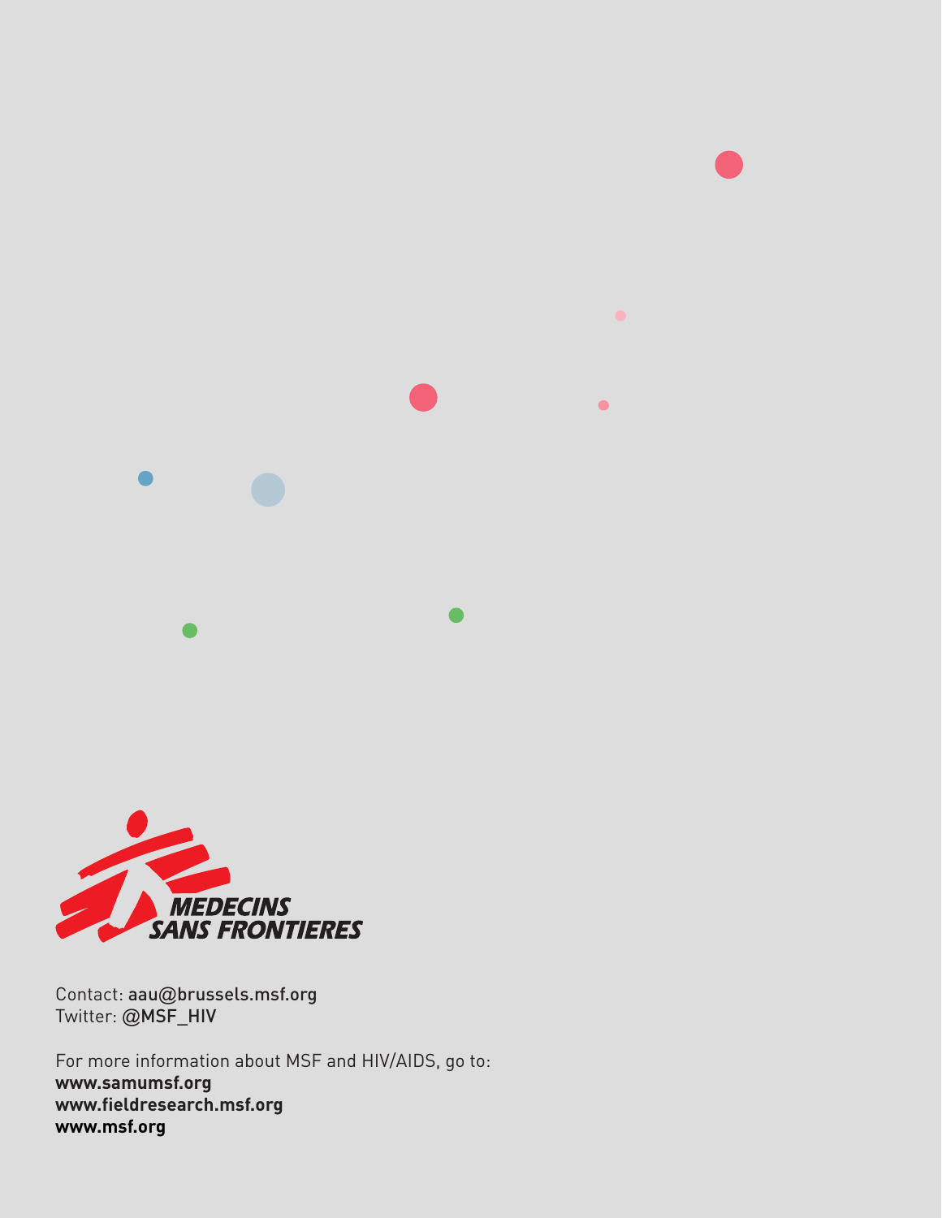MEDECINS SANS FRONTIERES

Contact: aau@brussels.msf.org
Twitter: @MSF_HIV

For more information about MSF and HIV/AIDS, go to:
**www.samumsf.org**
**www.fieldresearch.msf.org**
**www.msf.org**